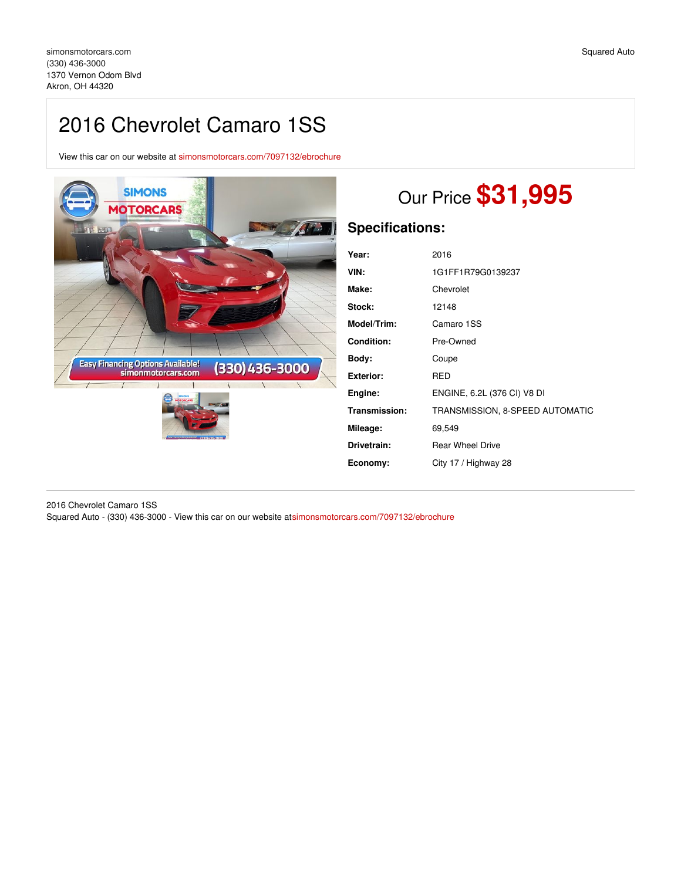simonsmotorcars.com
(330) 436-3000
1370 Vernon Odom Blvd
Akron, OH 44320

Squared Auto

# 2016 Chevrolet Camaro 1SS

View this car on our website at simonsmotorcars.com/7097132/ebrochure

## Our Price **$31,995**

## Specifications:

| | |
|---|---|
| **Year:** | 2016 |
| **VIN:** | 1G1FF1R79G0139237 |
| **Make:** | Chevrolet |
| **Stock:** | 12148 |
| **Model/Trim:** | Camaro 1SS |
| **Condition:** | Pre-Owned |
| **Body:** | Coupe |
| **Exterior:** | RED |
| **Engine:** | ENGINE, 6.2L (376 CI) V8 DI |
| **Transmission:** | TRANSMISSION, 8-SPEED AUTOMATIC |
| **Mileage:** | 69,549 |
| **Drivetrain:** | Rear Wheel Drive |
| **Economy:** | City 17 / Highway 28 |

2016 Chevrolet Camaro 1SS
Squared Auto - (330) 436-3000 - View this car on our website atsimonsmotorcars.com/7097132/ebrochure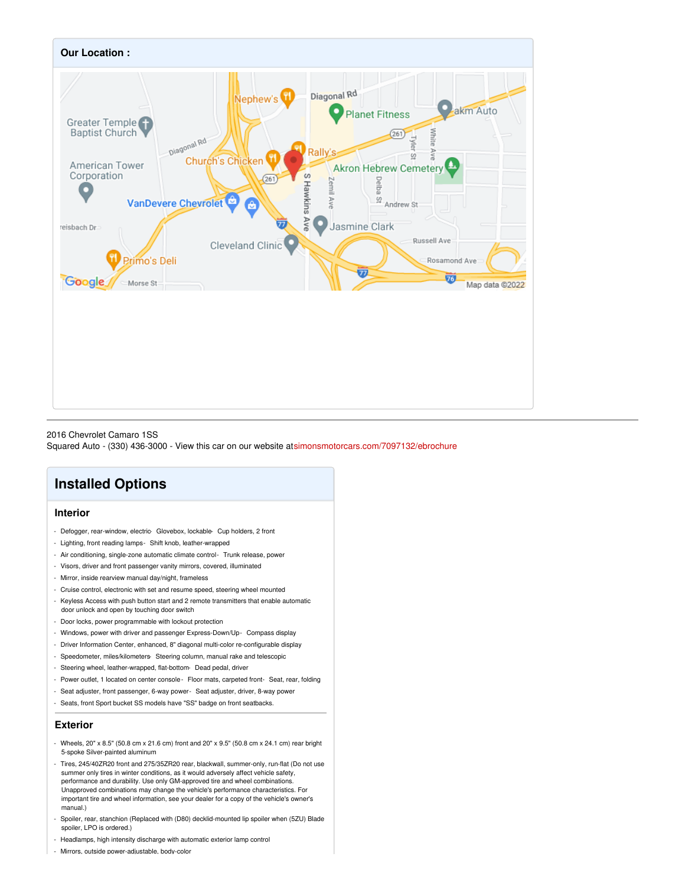## Our Location :

2016 Chevrolet Camaro 1SS
Squared Auto - (330) 436-3000 - View this car on our website at simonsmotorcars.com/7097132/ebrochure

## Installed Options

### Interior

- Defogger, rear-window, electric- Glovebox, lockable- Cup holders, 2 front
- Lighting, front reading lamps- Shift knob, leather-wrapped
- Air conditioning, single-zone automatic climate control- Trunk release, power
- Visors, driver and front passenger vanity mirrors, covered, illuminated
- Mirror, inside rearview manual day/night, frameless
- Cruise control, electronic with set and resume speed, steering wheel mounted
- Keyless Access with push button start and 2 remote transmitters that enable automatic door unlock and open by touching door switch
- Door locks, power programmable with lockout protection
- Windows, power with driver and passenger Express-Down/Up- Compass display
- Driver Information Center, enhanced, 8" diagonal multi-color re-configurable display
- Speedometer, miles/kilometers- Steering column, manual rake and telescopic
- Steering wheel, leather-wrapped, flat-bottom- Dead pedal, driver
- Power outlet, 1 located on center console- Floor mats, carpeted front- Seat, rear, folding
- Seat adjuster, front passenger, 6-way power- Seat adjuster, driver, 8-way power
- Seats, front Sport bucket SS models have "SS" badge on front seatbacks.

### Exterior

- Wheels, 20" x 8.5" (50.8 cm x 21.6 cm) front and 20" x 9.5" (50.8 cm x 24.1 cm) rear bright 5-spoke Silver-painted aluminum
- Tires, 245/40ZR20 front and 275/35ZR20 rear, blackwall, summer-only, run-flat (Do not use summer only tires in winter conditions, as it would adversely affect vehicle safety, performance and durability. Use only GM-approved tire and wheel combinations. Unapproved combinations may change the vehicle's performance characteristics. For important tire and wheel information, see your dealer for a copy of the vehicle's owner's manual.)
- Spoiler, rear, stanchion (Replaced with (D80) decklid-mounted lip spoiler when (5ZU) Blade spoiler, LPO is ordered.)
- Headlamps, high intensity discharge with automatic exterior lamp control
- Mirrors, outside power-adjustable, body-color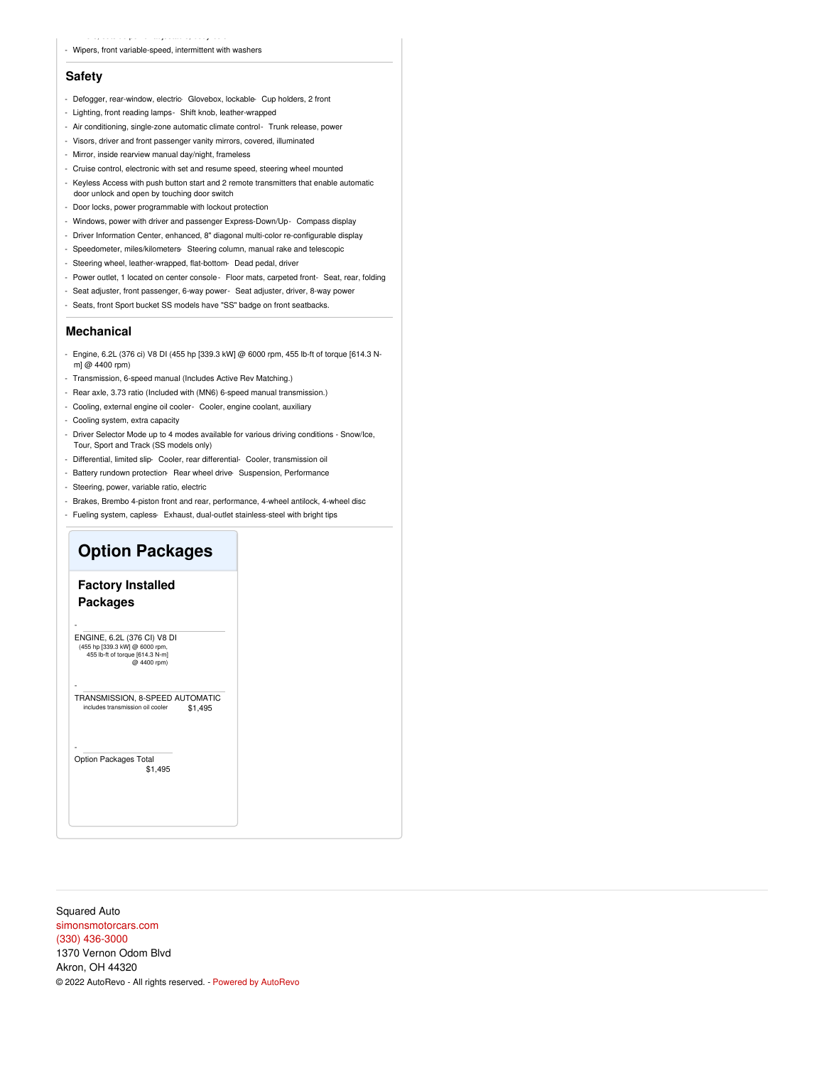- Wipers, front variable-speed, intermittent with washers

## Safety

- Defogger, rear-window, electric
- Glovebox, lockable
- Cup holders, 2 front
- Lighting, front reading lamps
- Shift knob, leather-wrapped
- Air conditioning, single-zone automatic climate control
- Trunk release, power
- Visors, driver and front passenger vanity mirrors, covered, illuminated
- Mirror, inside rearview manual day/night, frameless
- Cruise control, electronic with set and resume speed, steering wheel mounted
- Keyless Access with push button start and 2 remote transmitters that enable automatic door unlock and open by touching door switch
- Door locks, power programmable with lockout protection
- Windows, power with driver and passenger Express-Down/Up
- Compass display
- Driver Information Center, enhanced, 8" diagonal multi-color re-configurable display
- Speedometer, miles/kilometers
- Steering column, manual rake and telescopic
- Steering wheel, leather-wrapped, flat-bottom
- Dead pedal, driver
- Power outlet, 1 located on center console
- Floor mats, carpeted front
- Seat, rear, folding
- Seat adjuster, front passenger, 6-way power
- Seat adjuster, driver, 8-way power
- Seats, front Sport bucket SS models have "SS" badge on front seatbacks.

## Mechanical

- Engine, 6.2L (376 ci) V8 DI (455 hp [339.3 kW] @ 6000 rpm, 455 lb-ft of torque [614.3 N-m] @ 4400 rpm)
- Transmission, 6-speed manual (Includes Active Rev Matching.)
- Rear axle, 3.73 ratio (Included with (MN6) 6-speed manual transmission.)
- Cooling, external engine oil cooler
- Cooler, engine coolant, auxiliary
- Cooling system, extra capacity
- Driver Selector Mode up to 4 modes available for various driving conditions - Snow/Ice, Tour, Sport and Track (SS models only)
- Differential, limited slip
- Cooler, rear differential
- Cooler, transmission oil
- Battery rundown protection
- Rear wheel drive
- Suspension, Performance
- Steering, power, variable ratio, electric
- Brakes, Brembo 4-piston front and rear, performance, 4-wheel antilock, 4-wheel disc
- Fueling system, capless
- Exhaust, dual-outlet stainless-steel with bright tips

# Option Packages

## Factory Installed Packages

- ENGINE, 6.2L (376 CI) V8 DI (455 hp [339.3 kW] @ 6000 rpm, 455 lb-ft of torque [614.3 N-m] @ 4400 rpm)

- TRANSMISSION, 8-SPEED AUTOMATIC includes transmission oil cooler $1,495

- Option Packages Total $1,495

Squared Auto
simonsmotorcars.com
(330) 436-3000
1370 Vernon Odom Blvd
Akron, OH 44320
© 2022 AutoRevo - All rights reserved. - Powered by AutoRevo